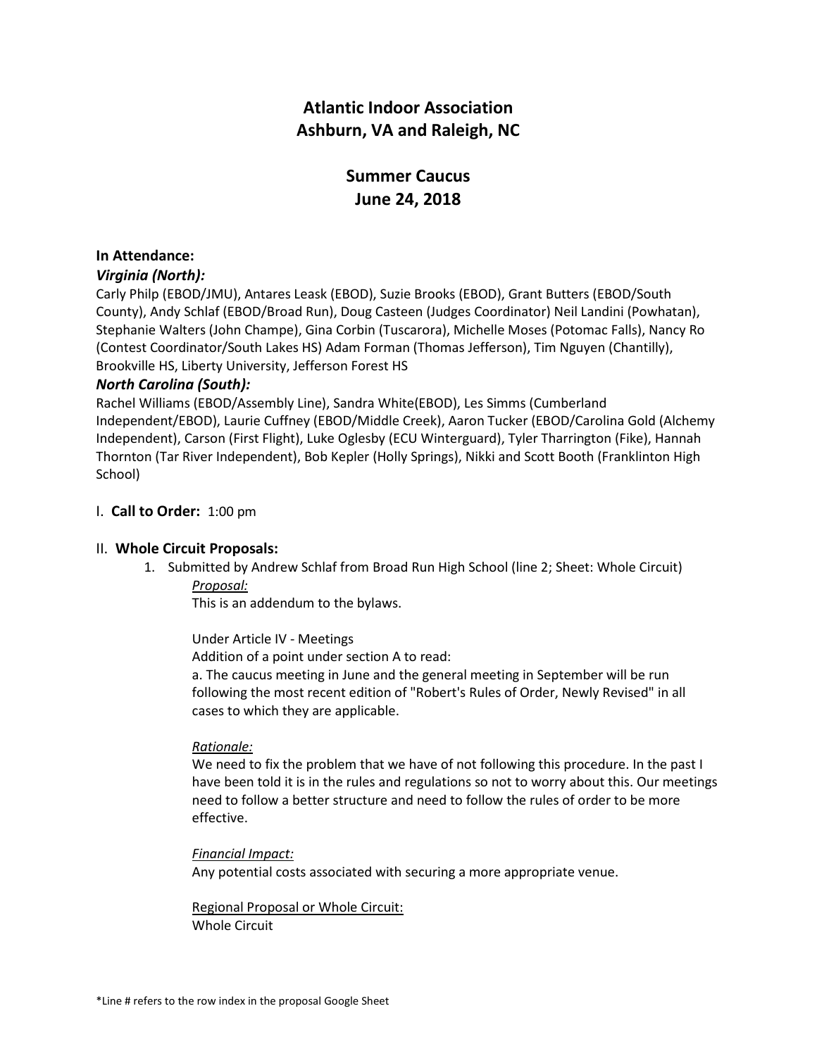# Atlantic Indoor Association
# Ashburn, VA and Raleigh, NC

## Summer Caucus
## June 24, 2018

**In Attendance:**

***Virginia (North):***

Carly Philp (EBOD/JMU), Antares Leask (EBOD), Suzie Brooks (EBOD), Grant Butters (EBOD/South County), Andy Schlaf (EBOD/Broad Run), Doug Casteen (Judges Coordinator) Neil Landini (Powhatan), Stephanie Walters (John Champe), Gina Corbin (Tuscarora), Michelle Moses (Potomac Falls), Nancy Ro (Contest Coordinator/South Lakes HS) Adam Forman (Thomas Jefferson), Tim Nguyen (Chantilly), Brookville HS, Liberty University, Jefferson Forest HS

***North Carolina (South):***

Rachel Williams (EBOD/Assembly Line), Sandra White(EBOD), Les Simms (Cumberland Independent/EBOD), Laurie Cuffney (EBOD/Middle Creek), Aaron Tucker (EBOD/Carolina Gold (Alchemy Independent), Carson (First Flight), Luke Oglesby (ECU Winterguard), Tyler Tharrington (Fike), Hannah Thornton (Tar River Independent), Bob Kepler (Holly Springs), Nikki and Scott Booth (Franklinton High School)

I. **Call to Order:** 1:00 pm

II. **Whole Circuit Proposals:**

1. Submitted by Andrew Schlaf from Broad Run High School (line 2; Sheet: Whole Circuit)

   *Proposal:*

   This is an addendum to the bylaws.

   Under Article IV - Meetings

   Addition of a point under section A to read:

   a. The caucus meeting in June and the general meeting in September will be run following the most recent edition of "Robert's Rules of Order, Newly Revised" in all cases to which they are applicable.

   *Rationale:*

   We need to fix the problem that we have of not following this procedure. In the past I have been told it is in the rules and regulations so not to worry about this. Our meetings need to follow a better structure and need to follow the rules of order to be more effective.

   *Financial Impact:*

   Any potential costs associated with securing a more appropriate venue.

   Regional Proposal or Whole Circuit:

   Whole Circuit

*Line # refers to the row index in the proposal Google Sheet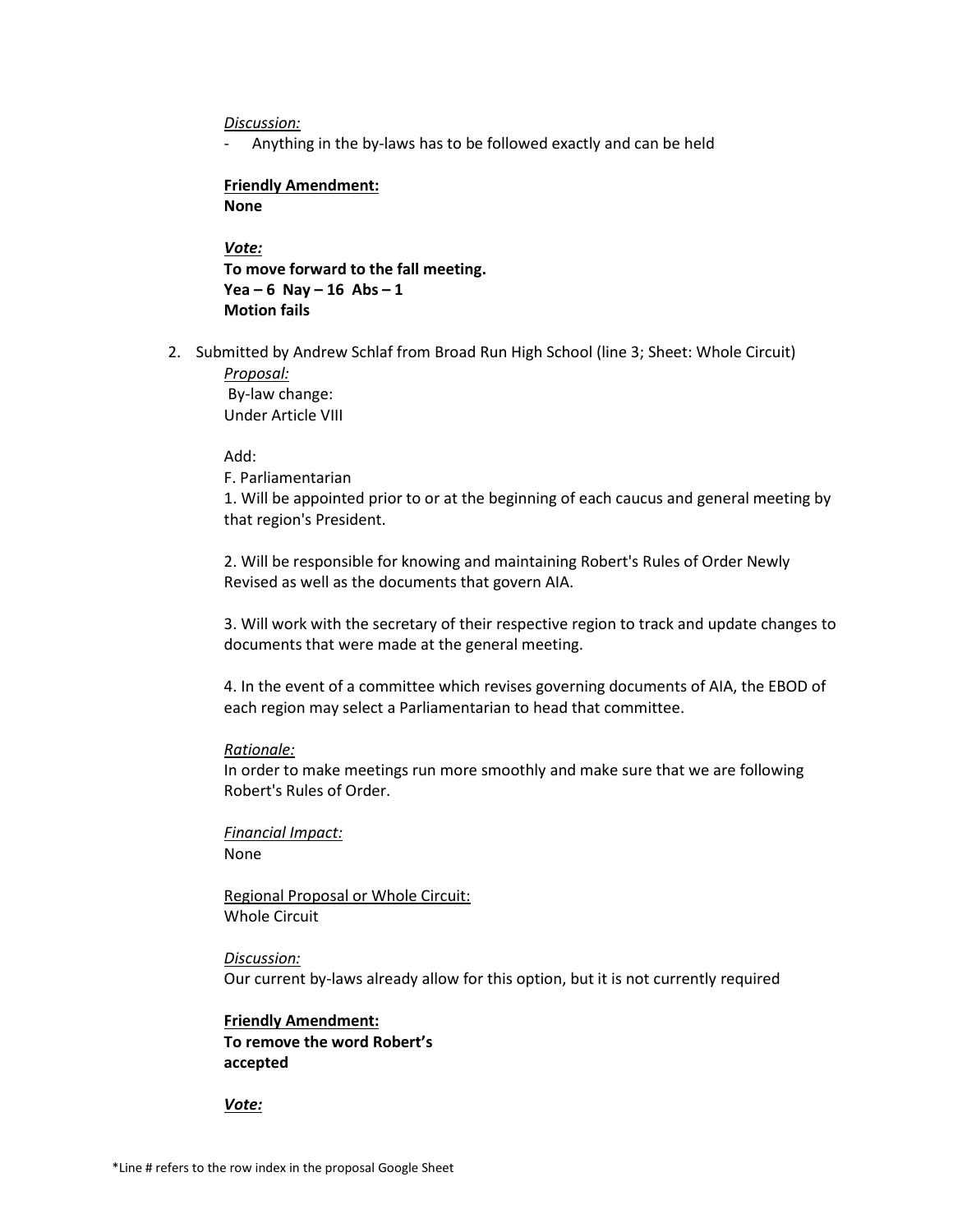*Discussion:*

- Anything in the by-laws has to be followed exactly and can be held

**Friendly Amendment:**
**None**

***Vote:***
**To move forward to the fall meeting.**
**Yea – 6 Nay – 16 Abs – 1**
**Motion fails**

2. Submitted by Andrew Schlaf from Broad Run High School (line 3; Sheet: Whole Circuit)

   *Proposal:*
   By-law change:
   Under Article VIII

   Add:
   F. Parliamentarian
   1. Will be appointed prior to or at the beginning of each caucus and general meeting by that region's President.

   2. Will be responsible for knowing and maintaining Robert's Rules of Order Newly Revised as well as the documents that govern AIA.

   3. Will work with the secretary of their respective region to track and update changes to documents that were made at the general meeting.

   4. In the event of a committee which revises governing documents of AIA, the EBOD of each region may select a Parliamentarian to head that committee.

   *Rationale:*
   In order to make meetings run more smoothly and make sure that we are following Robert's Rules of Order.

   *Financial Impact:*
   None

   Regional Proposal or Whole Circuit:
   Whole Circuit

   *Discussion:*
   Our current by-laws already allow for this option, but it is not currently required

   **Friendly Amendment:**
   **To remove the word Robert's**
   **accepted**

   ***Vote:***

*Line # refers to the row index in the proposal Google Sheet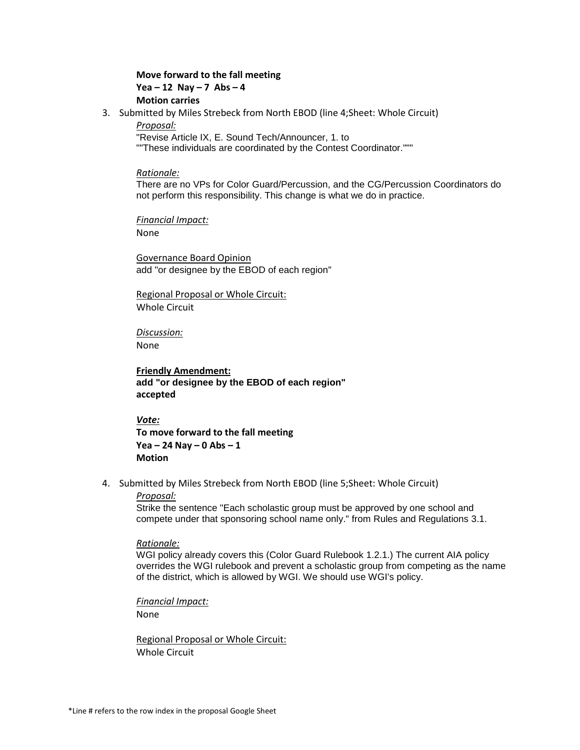**Move forward to the fall meeting**
**Yea – 12 Nay – 7 Abs – 4**
**Motion carries**

3. Submitted by Miles Strebeck from North EBOD (line 4;Sheet: Whole Circuit)

   *Proposal:*
   "Revise Article IX, E. Sound Tech/Announcer, 1. to
   ""These individuals are coordinated by the Contest Coordinator."""

   *Rationale:*
   There are no VPs for Color Guard/Percussion, and the CG/Percussion Coordinators do not perform this responsibility. This change is what we do in practice.

   *Financial Impact:*
   None

   Governance Board Opinion
   add "or designee by the EBOD of each region"

   Regional Proposal or Whole Circuit:
   Whole Circuit

   *Discussion:*
   None

   **Friendly Amendment:**
   **add "or designee by the EBOD of each region"**
   **accepted**

   ***Vote:***
   **To move forward to the fall meeting**
   **Yea – 24 Nay – 0 Abs – 1**
   **Motion**

4. Submitted by Miles Strebeck from North EBOD (line 5;Sheet: Whole Circuit)

   *Proposal:*
   Strike the sentence "Each scholastic group must be approved by one school and compete under that sponsoring school name only." from Rules and Regulations 3.1.

   *Rationale:*
   WGI policy already covers this (Color Guard Rulebook 1.2.1.) The current AIA policy overrides the WGI rulebook and prevent a scholastic group from competing as the name of the district, which is allowed by WGI. We should use WGI's policy.

   *Financial Impact:*
   None

   Regional Proposal or Whole Circuit:
   Whole Circuit

*Line # refers to the row index in the proposal Google Sheet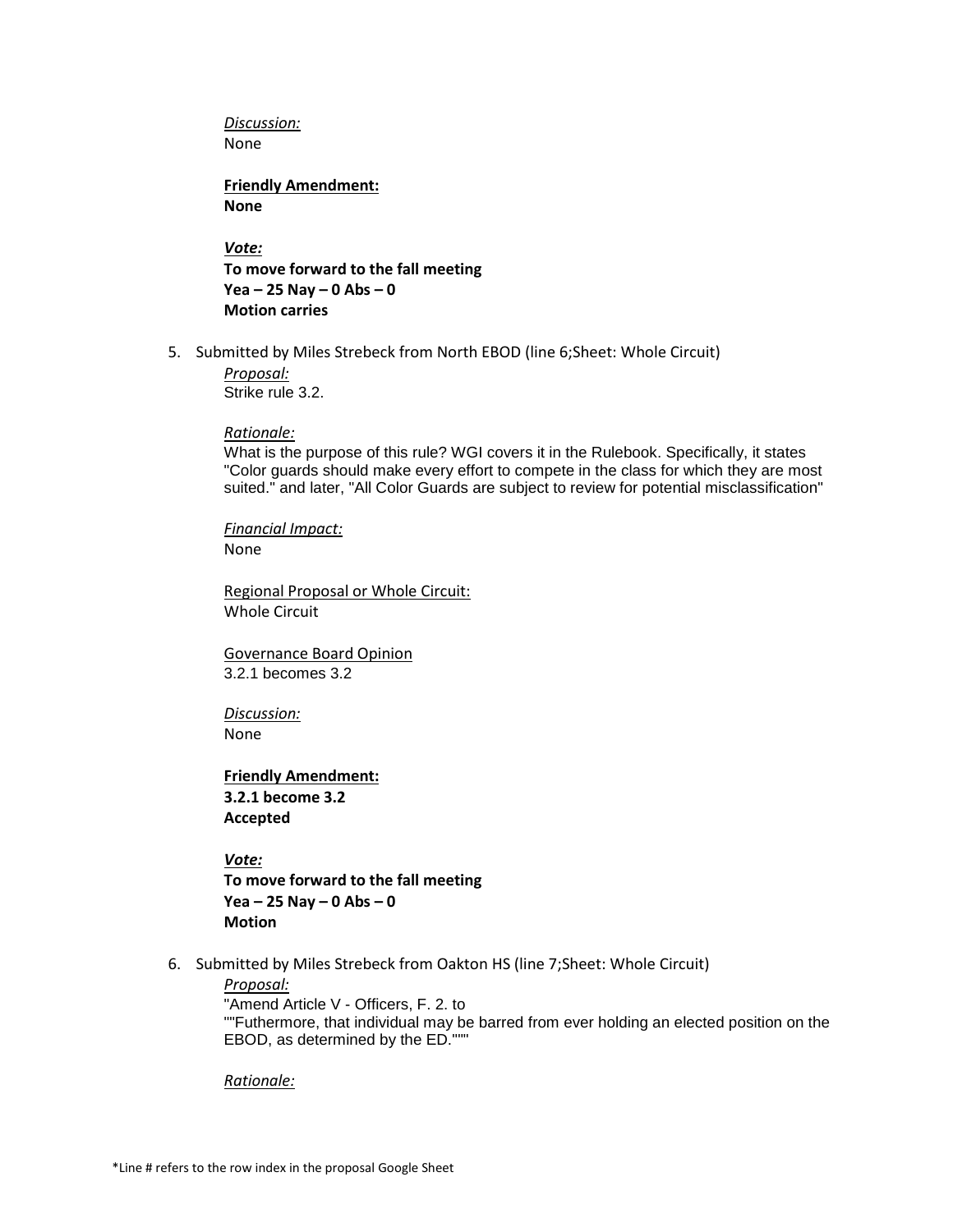*Discussion:*
None

**Friendly Amendment:**
**None**

***Vote:***
**To move forward to the fall meeting**
**Yea – 25 Nay – 0 Abs – 0**
**Motion carries**

5. Submitted by Miles Strebeck from North EBOD (line 6;Sheet: Whole Circuit)

   *Proposal:*
   Strike rule 3.2.

   *Rationale:*
   What is the purpose of this rule? WGI covers it in the Rulebook. Specifically, it states "Color guards should make every effort to compete in the class for which they are most suited." and later, "All Color Guards are subject to review for potential misclassification"

   *Financial Impact:*
   None

   Regional Proposal or Whole Circuit:
   Whole Circuit

   Governance Board Opinion
   3.2.1 becomes 3.2

   *Discussion:*
   None

   **Friendly Amendment:**
   **3.2.1 become 3.2**
   **Accepted**

   ***Vote:***
   **To move forward to the fall meeting**
   **Yea – 25 Nay – 0 Abs – 0**
   **Motion**

6. Submitted by Miles Strebeck from Oakton HS (line 7;Sheet: Whole Circuit)

   *Proposal:*
   "Amend Article V - Officers, F. 2. to
   ""Futhermore, that individual may be barred from ever holding an elected position on the EBOD, as determined by the ED."""

   *Rationale:*

*Line # refers to the row index in the proposal Google Sheet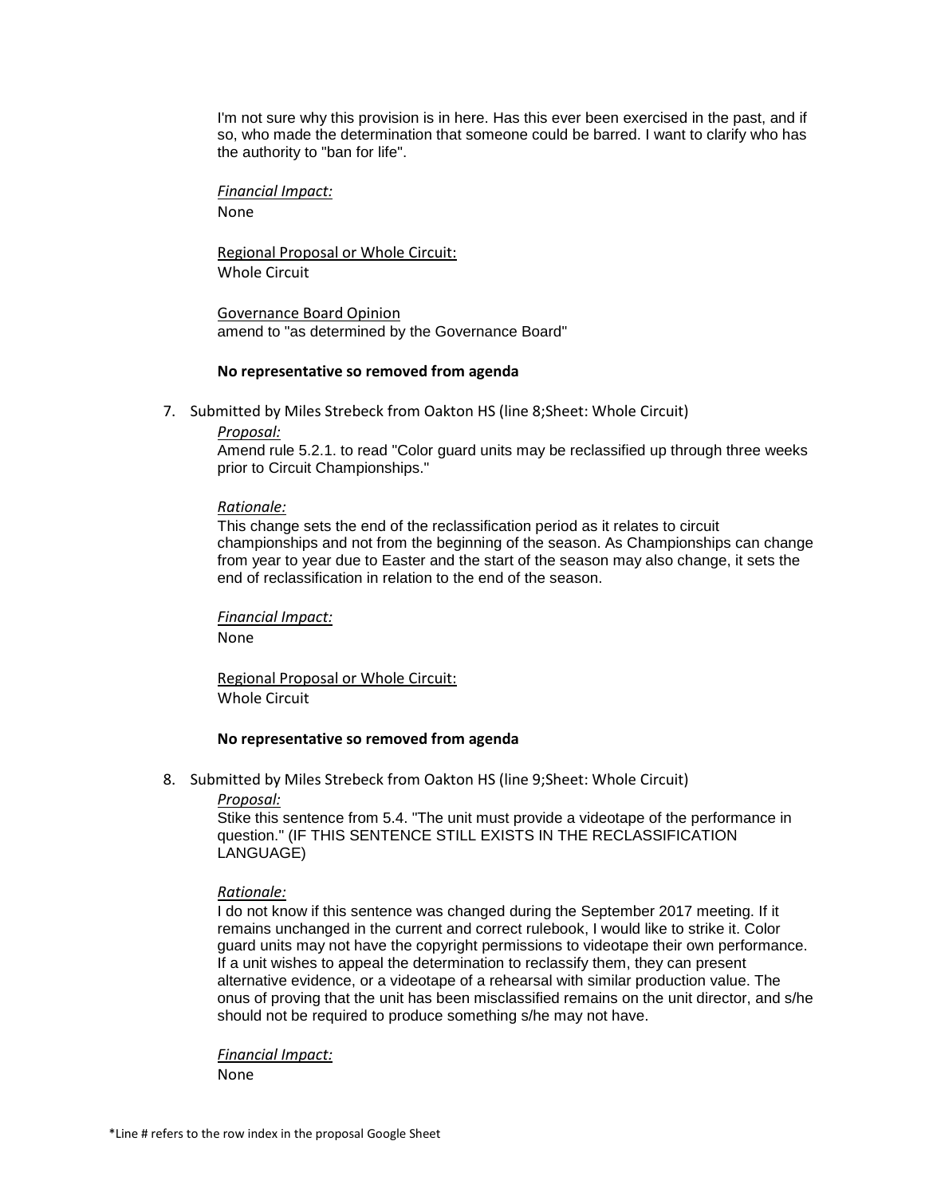I'm not sure why this provision is in here. Has this ever been exercised in the past, and if so, who made the determination that someone could be barred. I want to clarify who has the authority to "ban for life".

*Financial Impact:*
None

Regional Proposal or Whole Circuit:
Whole Circuit

Governance Board Opinion
amend to "as determined by the Governance Board"

**No representative so removed from agenda**

7. Submitted by Miles Strebeck from Oakton HS (line 8;Sheet: Whole Circuit)

   *Proposal:*
   Amend rule 5.2.1. to read "Color guard units may be reclassified up through three weeks prior to Circuit Championships."

   *Rationale:*
   This change sets the end of the reclassification period as it relates to circuit championships and not from the beginning of the season. As Championships can change from year to year due to Easter and the start of the season may also change, it sets the end of reclassification in relation to the end of the season.

   *Financial Impact:*
   None

   Regional Proposal or Whole Circuit:
   Whole Circuit

   **No representative so removed from agenda**

8. Submitted by Miles Strebeck from Oakton HS (line 9;Sheet: Whole Circuit)

   *Proposal:*
   Strike this sentence from 5.4. "The unit must provide a videotape of the performance in question." (IF THIS SENTENCE STILL EXISTS IN THE RECLASSIFICATION LANGUAGE)

   *Rationale:*
   I do not know if this sentence was changed during the September 2017 meeting. If it remains unchanged in the current and correct rulebook, I would like to strike it. Color guard units may not have the copyright permissions to videotape their own performance. If a unit wishes to appeal the determination to reclassify them, they can present alternative evidence, or a videotape of a rehearsal with similar production value. The onus of proving that the unit has been misclassified remains on the unit director, and s/he should not be required to produce something s/he may not have.

   *Financial Impact:*
   None

*Line # refers to the row index in the proposal Google Sheet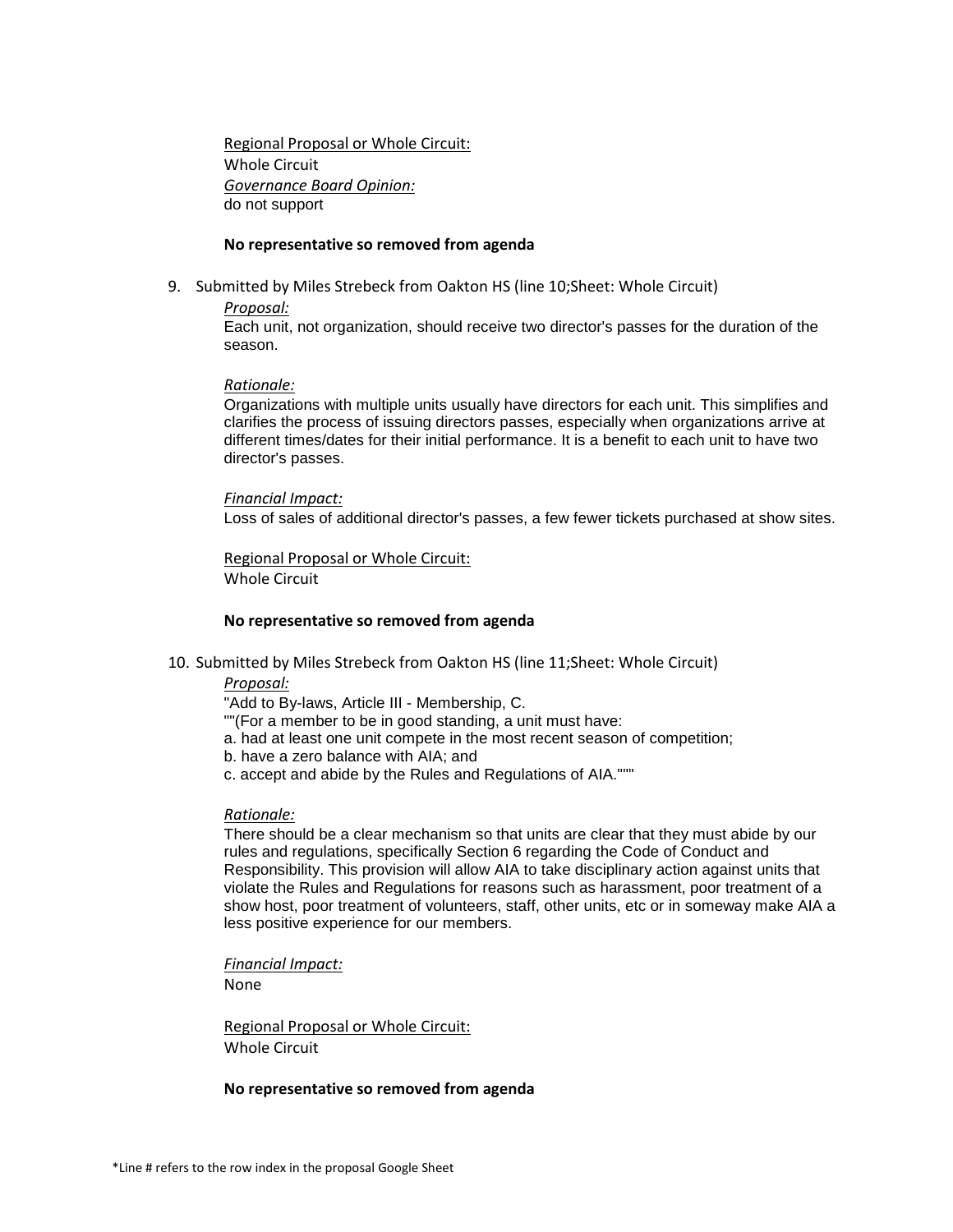Regional Proposal or Whole Circuit:
Whole Circuit
*Governance Board Opinion:*
do not support

**No representative so removed from agenda**

9. Submitted by Miles Strebeck from Oakton HS (line 10;Sheet: Whole Circuit)

   *Proposal:*
   Each unit, not organization, should receive two director's passes for the duration of the season.

   *Rationale:*
   Organizations with multiple units usually have directors for each unit. This simplifies and clarifies the process of issuing directors passes, especially when organizations arrive at different times/dates for their initial performance. It is a benefit to each unit to have two director's passes.

   *Financial Impact:*
   Loss of sales of additional director's passes, a few fewer tickets purchased at show sites.

   Regional Proposal or Whole Circuit:
   Whole Circuit

   **No representative so removed from agenda**

10. Submitted by Miles Strebeck from Oakton HS (line 11;Sheet: Whole Circuit)

    *Proposal:*
    "Add to By-laws, Article III - Membership, C.
    ""(For a member to be in good standing, a unit must have:
    a. had at least one unit compete in the most recent season of competition;
    b. have a zero balance with AIA; and
    c. accept and abide by the Rules and Regulations of AIA."""

    *Rationale:*
    There should be a clear mechanism so that units are clear that they must abide by our rules and regulations, specifically Section 6 regarding the Code of Conduct and Responsibility. This provision will allow AIA to take disciplinary action against units that violate the Rules and Regulations for reasons such as harassment, poor treatment of a show host, poor treatment of volunteers, staff, other units, etc or in someway make AIA a less positive experience for our members.

    *Financial Impact:*
    None

    Regional Proposal or Whole Circuit:
    Whole Circuit

    **No representative so removed from agenda**

*Line # refers to the row index in the proposal Google Sheet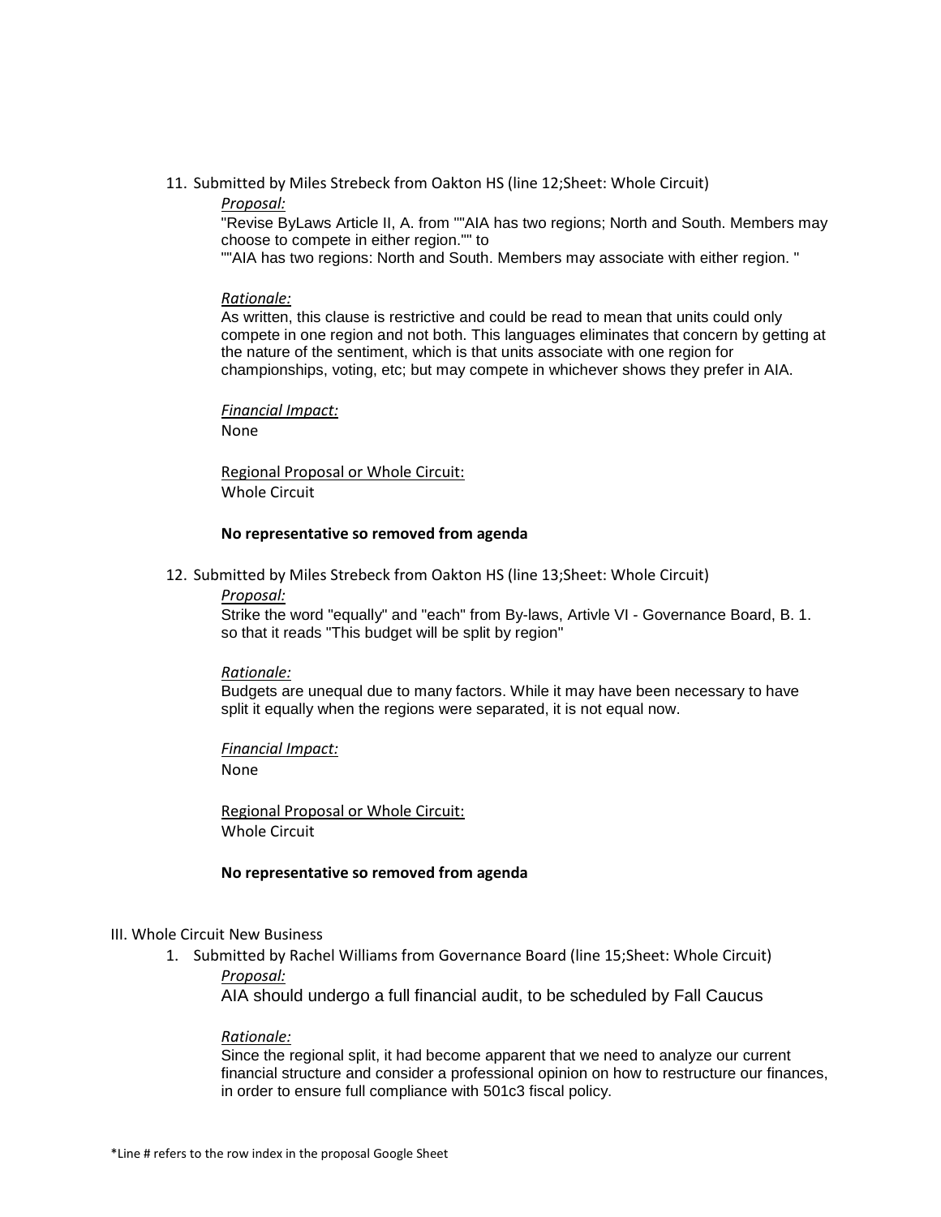11. Submitted by Miles Strebeck from Oakton HS (line 12;Sheet: Whole Circuit)

    *Proposal:*

    "Revise ByLaws Article II, A. from ""AIA has two regions; North and South. Members may choose to compete in either region."" to
    ""AIA has two regions: North and South. Members may associate with either region. "

    *Rationale:*

    As written, this clause is restrictive and could be read to mean that units could only compete in one region and not both. This languages eliminates that concern by getting at the nature of the sentiment, which is that units associate with one region for championships, voting, etc; but may compete in whichever shows they prefer in AIA.

    *Financial Impact:*

    None

    Regional Proposal or Whole Circuit:

    Whole Circuit

    **No representative so removed from agenda**

12. Submitted by Miles Strebeck from Oakton HS (line 13;Sheet: Whole Circuit)

    *Proposal:*

    Strike the word "equally" and "each" from By-laws, Artivle VI - Governance Board, B. 1. so that it reads "This budget will be split by region"

    *Rationale:*

    Budgets are unequal due to many factors. While it may have been necessary to have split it equally when the regions were separated, it is not equal now.

    *Financial Impact:*

    None

    Regional Proposal or Whole Circuit:

    Whole Circuit

    **No representative so removed from agenda**

III. Whole Circuit New Business

1. Submitted by Rachel Williams from Governance Board (line 15;Sheet: Whole Circuit)

    *Proposal:*

    AIA should undergo a full financial audit, to be scheduled by Fall Caucus

    *Rationale:*

    Since the regional split, it had become apparent that we need to analyze our current financial structure and consider a professional opinion on how to restructure our finances, in order to ensure full compliance with 501c3 fiscal policy.

*Line # refers to the row index in the proposal Google Sheet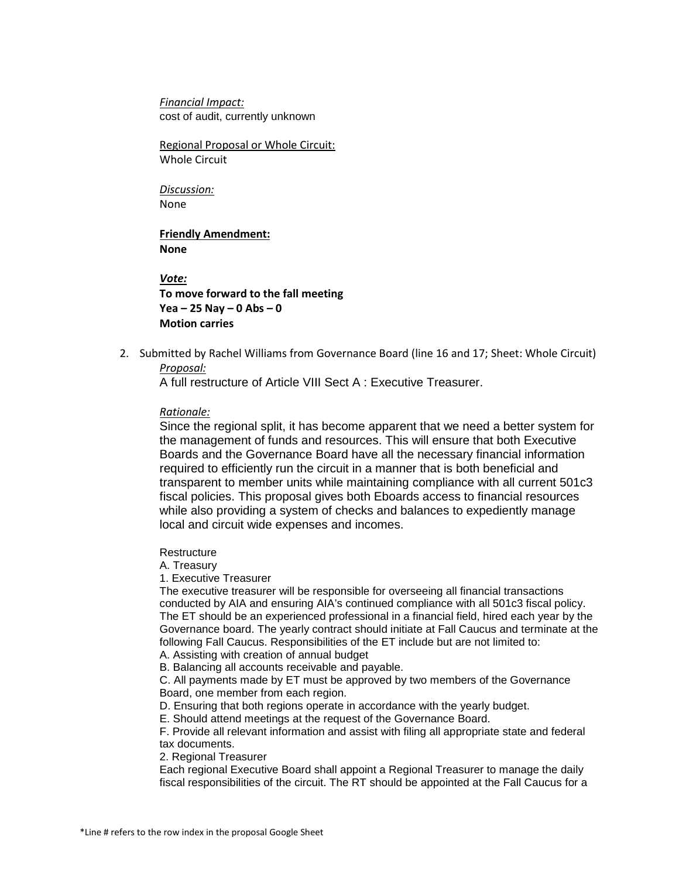*Financial Impact:*
cost of audit, currently unknown

Regional Proposal or Whole Circuit:
Whole Circuit

*Discussion:*
None

**Friendly Amendment:**
**None**

***Vote:***
**To move forward to the fall meeting**
**Yea – 25 Nay – 0 Abs – 0**
**Motion carries**

2. Submitted by Rachel Williams from Governance Board (line 16 and 17; Sheet: Whole Circuit)

   *Proposal:*
   A full restructure of Article VIII Sect A : Executive Treasurer.

   *Rationale:*
   Since the regional split, it has become apparent that we need a better system for the management of funds and resources. This will ensure that both Executive Boards and the Governance Board have all the necessary financial information required to efficiently run the circuit in a manner that is both beneficial and transparent to member units while maintaining compliance with all current 501c3 fiscal policies. This proposal gives both Eboards access to financial resources while also providing a system of checks and balances to expediently manage local and circuit wide expenses and incomes.

   Restructure
   A. Treasury
   1. Executive Treasurer
   The executive treasurer will be responsible for overseeing all financial transactions conducted by AIA and ensuring AIA's continued compliance with all 501c3 fiscal policy. The ET should be an experienced professional in a financial field, hired each year by the Governance board. The yearly contract should initiate at Fall Caucus and terminate at the following Fall Caucus. Responsibilities of the ET include but are not limited to:
   A. Assisting with creation of annual budget
   B. Balancing all accounts receivable and payable.
   C. All payments made by ET must be approved by two members of the Governance Board, one member from each region.
   D. Ensuring that both regions operate in accordance with the yearly budget.
   E. Should attend meetings at the request of the Governance Board.
   F. Provide all relevant information and assist with filing all appropriate state and federal tax documents.
   2. Regional Treasurer
   Each regional Executive Board shall appoint a Regional Treasurer to manage the daily fiscal responsibilities of the circuit. The RT should be appointed at the Fall Caucus for a

*Line # refers to the row index in the proposal Google Sheet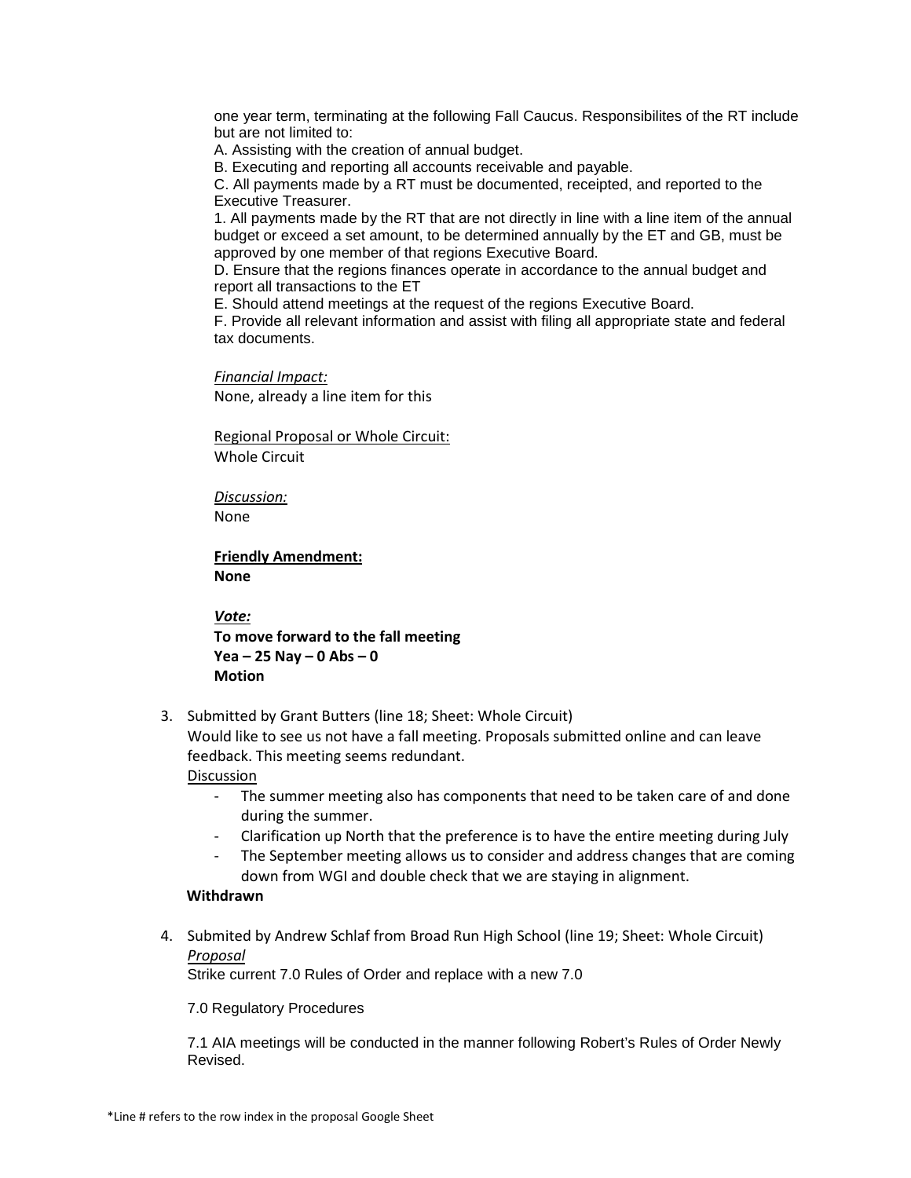one year term, terminating at the following Fall Caucus. Responsibilites of the RT include but are not limited to:

A. Assisting with the creation of annual budget.

B. Executing and reporting all accounts receivable and payable.

C. All payments made by a RT must be documented, receipted, and reported to the Executive Treasurer.

1. All payments made by the RT that are not directly in line with a line item of the annual budget or exceed a set amount, to be determined annually by the ET and GB, must be approved by one member of that regions Executive Board.

D. Ensure that the regions finances operate in accordance to the annual budget and report all transactions to the ET

E. Should attend meetings at the request of the regions Executive Board.

F. Provide all relevant information and assist with filing all appropriate state and federal tax documents.

*Financial Impact:*
None, already a line item for this

Regional Proposal or Whole Circuit:
Whole Circuit

*Discussion:*
None

**Friendly Amendment:**
**None**

***Vote:***
**To move forward to the fall meeting**
**Yea – 25 Nay – 0 Abs – 0**
**Motion**

3. Submitted by Grant Butters (line 18; Sheet: Whole Circuit)
   Would like to see us not have a fall meeting. Proposals submitted online and can leave feedback. This meeting seems redundant.
   Discussion
   - The summer meeting also has components that need to be taken care of and done during the summer.
   - Clarification up North that the preference is to have the entire meeting during July
   - The September meeting allows us to consider and address changes that are coming down from WGI and double check that we are staying in alignment.

   **Withdrawn**

4. Submited by Andrew Schlaf from Broad Run High School (line 19; Sheet: Whole Circuit)
   *Proposal*
   Strike current 7.0 Rules of Order and replace with a new 7.0

   7.0 Regulatory Procedures

   7.1 AIA meetings will be conducted in the manner following Robert's Rules of Order Newly Revised.

*Line # refers to the row index in the proposal Google Sheet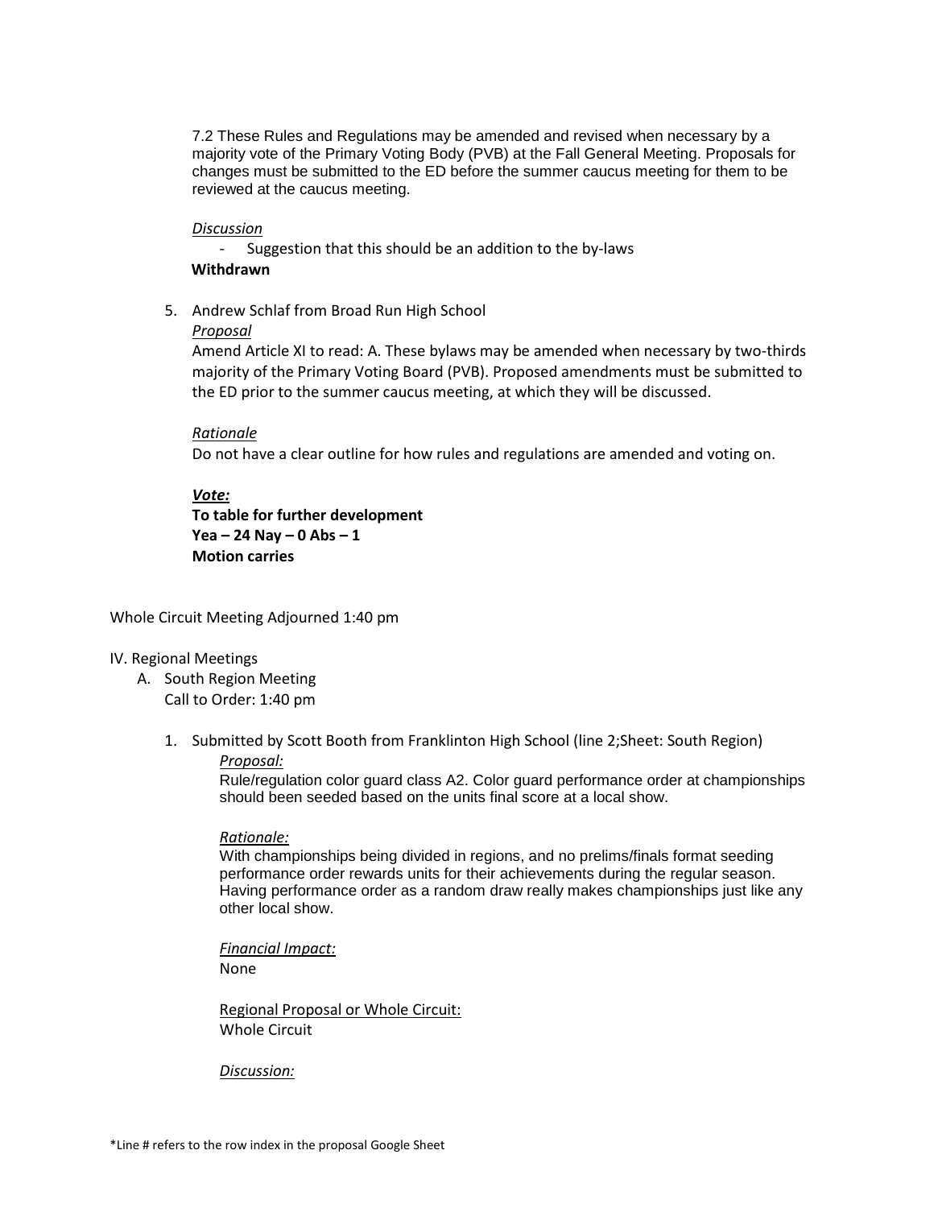7.2 These Rules and Regulations may be amended and revised when necessary by a majority vote of the Primary Voting Body (PVB) at the Fall General Meeting. Proposals for changes must be submitted to the ED before the summer caucus meeting for them to be reviewed at the caucus meeting.

*Discussion*

- Suggestion that this should be an addition to the by-laws

**Withdrawn**

5. Andrew Schlaf from Broad Run High School

   *Proposal*

   Amend Article XI to read: A. These bylaws may be amended when necessary by two-thirds majority of the Primary Voting Board (PVB). Proposed amendments must be submitted to the ED prior to the summer caucus meeting, at which they will be discussed.

   *Rationale*

   Do not have a clear outline for how rules and regulations are amended and voting on.

   ***Vote:***

   **To table for further development**
   **Yea – 24 Nay – 0 Abs – 1**
   **Motion carries**

Whole Circuit Meeting Adjourned 1:40 pm

IV. Regional Meetings

A. South Region Meeting
   Call to Order: 1:40 pm

1. Submitted by Scott Booth from Franklinton High School (line 2;Sheet: South Region)

   *Proposal:*

   Rule/regulation color guard class A2. Color guard performance order at championships should been seeded based on the units final score at a local show.

   *Rationale:*

   With championships being divided in regions, and no prelims/finals format seeding performance order rewards units for their achievements during the regular season. Having performance order as a random draw really makes championships just like any other local show.

   *Financial Impact:*

   None

   Regional Proposal or Whole Circuit:

   Whole Circuit

   *Discussion:*

*Line # refers to the row index in the proposal Google Sheet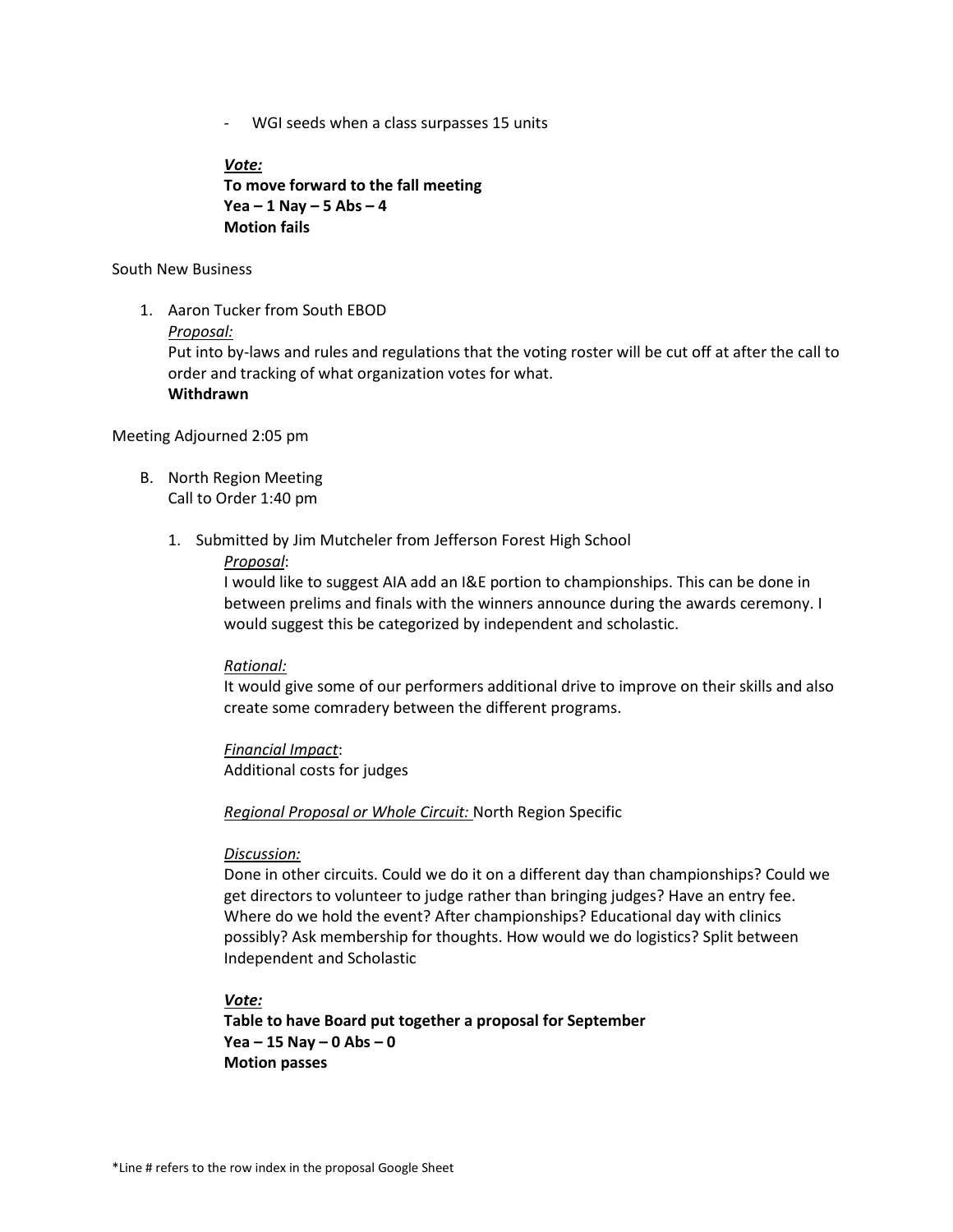- WGI seeds when a class surpasses 15 units

***Vote:***
**To move forward to the fall meeting**
**Yea – 1 Nay – 5 Abs – 4**
**Motion fails**

South New Business

1. Aaron Tucker from South EBOD
   *Proposal:*
   Put into by-laws and rules and regulations that the voting roster will be cut off at after the call to order and tracking of what organization votes for what.
   **Withdrawn**

Meeting Adjourned 2:05 pm

B. North Region Meeting
   Call to Order 1:40 pm

   1. Submitted by Jim Mutcheler from Jefferson Forest High School
      *Proposal*:
      I would like to suggest AIA add an I&E portion to championships. This can be done in between prelims and finals with the winners announce during the awards ceremony. I would suggest this be categorized by independent and scholastic.

      *Rational:*
      It would give some of our performers additional drive to improve on their skills and also create some comradery between the different programs.

      *Financial Impact*:
      Additional costs for judges

      *Regional Proposal or Whole Circuit:* North Region Specific

      *Discussion:*
      Done in other circuits. Could we do it on a different day than championships? Could we get directors to volunteer to judge rather than bringing judges? Have an entry fee. Where do we hold the event? After championships? Educational day with clinics possibly? Ask membership for thoughts. How would we do logistics? Split between Independent and Scholastic

      ***Vote:***
      **Table to have Board put together a proposal for September**
      **Yea – 15 Nay – 0 Abs – 0**
      **Motion passes**

*Line # refers to the row index in the proposal Google Sheet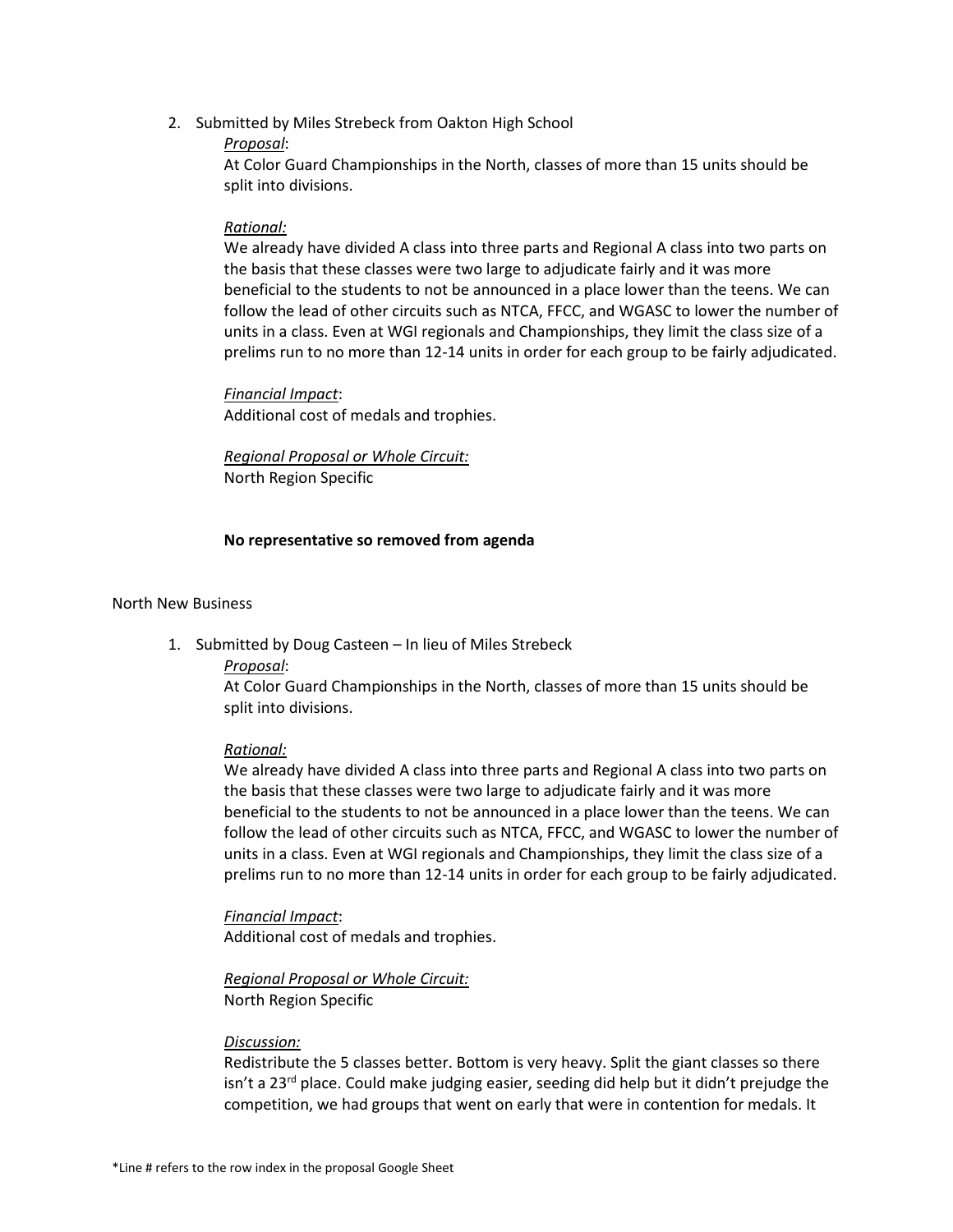2. Submitted by Miles Strebeck from Oakton High School

   *Proposal*:

   At Color Guard Championships in the North, classes of more than 15 units should be split into divisions.

   *Rational:*

   We already have divided A class into three parts and Regional A class into two parts on the basis that these classes were two large to adjudicate fairly and it was more beneficial to the students to not be announced in a place lower than the teens. We can follow the lead of other circuits such as NTCA, FFCC, and WGASC to lower the number of units in a class. Even at WGI regionals and Championships, they limit the class size of a prelims run to no more than 12-14 units in order for each group to be fairly adjudicated.

   *Financial Impact*:

   Additional cost of medals and trophies.

   *Regional Proposal or Whole Circuit:*

   North Region Specific

   **No representative so removed from agenda**

North New Business

1. Submitted by Doug Casteen – In lieu of Miles Strebeck

   *Proposal*:

   At Color Guard Championships in the North, classes of more than 15 units should be split into divisions.

   *Rational:*

   We already have divided A class into three parts and Regional A class into two parts on the basis that these classes were two large to adjudicate fairly and it was more beneficial to the students to not be announced in a place lower than the teens. We can follow the lead of other circuits such as NTCA, FFCC, and WGASC to lower the number of units in a class. Even at WGI regionals and Championships, they limit the class size of a prelims run to no more than 12-14 units in order for each group to be fairly adjudicated.

   *Financial Impact*:

   Additional cost of medals and trophies.

   *Regional Proposal or Whole Circuit:*

   North Region Specific

   *Discussion:*

   Redistribute the 5 classes better. Bottom is very heavy. Split the giant classes so there isn't a 23rd place. Could make judging easier, seeding did help but it didn't prejudge the competition, we had groups that went on early that were in contention for medals. It

*Line # refers to the row index in the proposal Google Sheet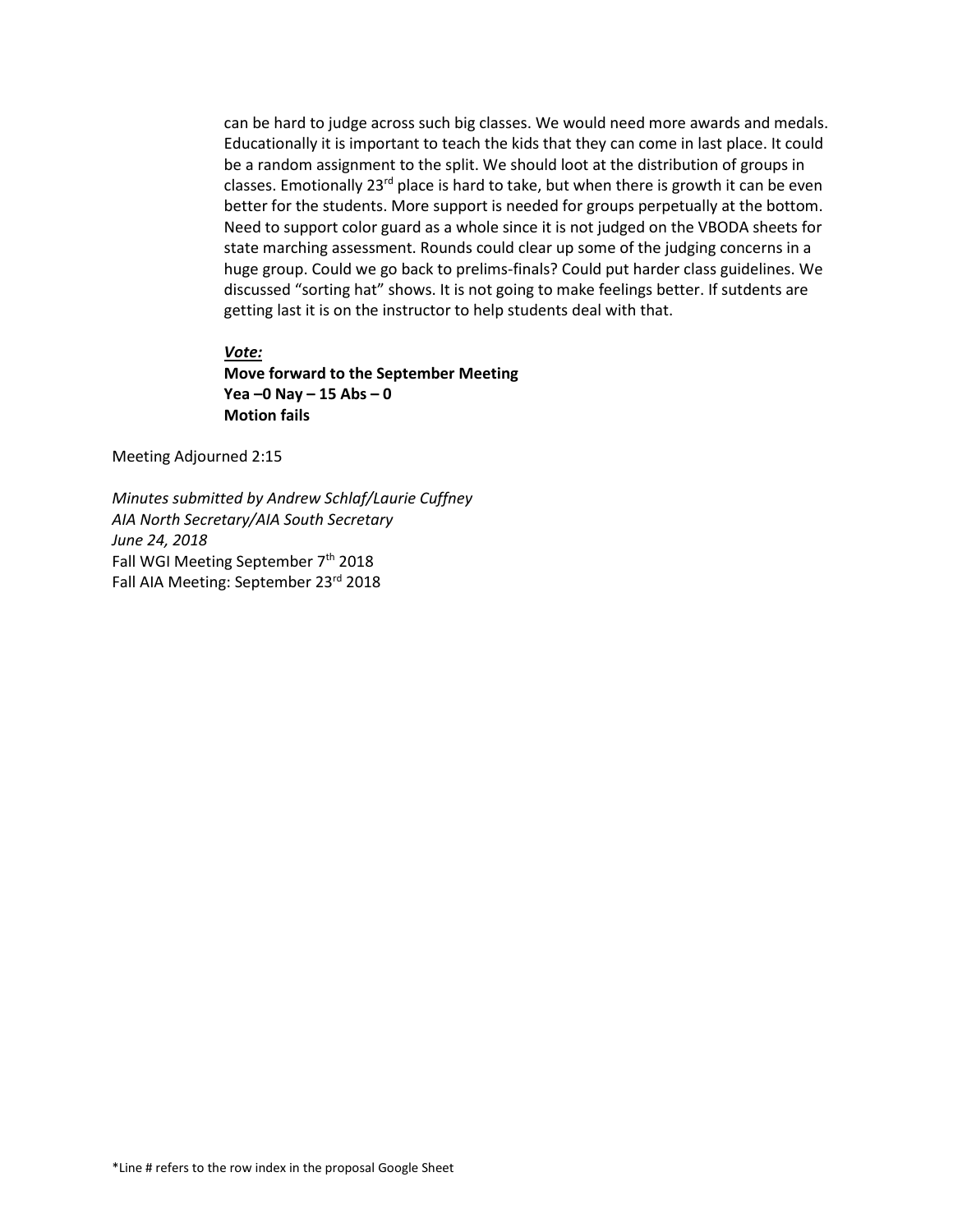can be hard to judge across such big classes. We would need more awards and medals. Educationally it is important to teach the kids that they can come in last place. It could be a random assignment to the split. We should loot at the distribution of groups in classes. Emotionally 23rd place is hard to take, but when there is growth it can be even better for the students. More support is needed for groups perpetually at the bottom. Need to support color guard as a whole since it is not judged on the VBODA sheets for state marching assessment. Rounds could clear up some of the judging concerns in a huge group. Could we go back to prelims-finals? Could put harder class guidelines. We discussed "sorting hat" shows. It is not going to make feelings better. If sutdents are getting last it is on the instructor to help students deal with that.

***Vote:***
**Move forward to the September Meeting**
**Yea –0 Nay – 15 Abs – 0**
**Motion fails**

Meeting Adjourned 2:15

*Minutes submitted by Andrew Schlaf/Laurie Cuffney*
*AIA North Secretary/AIA South Secretary*
*June 24, 2018*
Fall WGI Meeting September 7th 2018
Fall AIA Meeting: September 23rd 2018

*Line # refers to the row index in the proposal Google Sheet